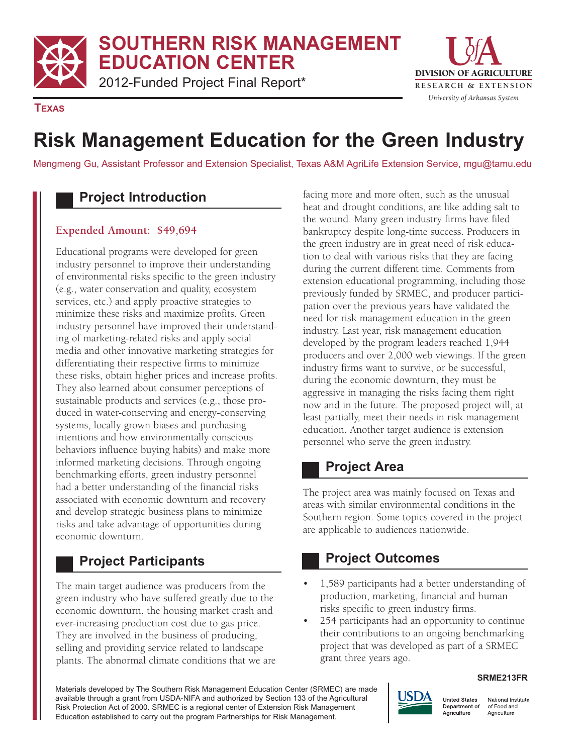# SOUTHERN RISK MANAGEMENT EDUCATION CENTER

2012-Funded Project Final Report*

DIVISION OF AGRICULTURE
RESEARCH & EXTENSION
*University of Arkansas System*

**TEXAS**

# Risk Management Education for the Green Industry

Mengmeng Gu, Assistant Professor and Extension Specialist, Texas A&M AgriLife Extension Service, mgu@tamu.edu

## Project Introduction

**Expended Amount: $49,694**

Educational programs were developed for green industry personnel to improve their understanding of environmental risks specific to the green industry (e.g., water conservation and quality, ecosystem services, etc.) and apply proactive strategies to minimize these risks and maximize profits. Green industry personnel have improved their understanding of marketing-related risks and apply social media and other innovative marketing strategies for differentiating their respective firms to minimize these risks, obtain higher prices and increase profits. They also learned about consumer perceptions of sustainable products and services (e.g., those produced in water-conserving and energy-conserving systems, locally grown biases and purchasing intentions and how environmentally conscious behaviors influence buying habits) and make more informed marketing decisions. Through ongoing benchmarking efforts, green industry personnel had a better understanding of the financial risks associated with economic downturn and recovery and develop strategic business plans to minimize risks and take advantage of opportunities during economic downturn.

## Project Participants

The main target audience was producers from the green industry who have suffered greatly due to the economic downturn, the housing market crash and ever-increasing production cost due to gas price. They are involved in the business of producing, selling and providing service related to landscape plants. The abnormal climate conditions that we are facing more and more often, such as the unusual heat and drought conditions, are like adding salt to the wound. Many green industry firms have filed bankruptcy despite long-time success. Producers in the green industry are in great need of risk education to deal with various risks that they are facing during the current different time. Comments from extension educational programming, including those previously funded by SRMEC, and producer participation over the previous years have validated the need for risk management education in the green industry. Last year, risk management education developed by the program leaders reached 1,944 producers and over 2,000 web viewings. If the green industry firms want to survive, or be successful, during the economic downturn, they must be aggressive in managing the risks facing them right now and in the future. The proposed project will, at least partially, meet their needs in risk management education. Another target audience is extension personnel who serve the green industry.

## Project Area

The project area was mainly focused on Texas and areas with similar environmental conditions in the Southern region. Some topics covered in the project are applicable to audiences nationwide.

## Project Outcomes

- 1,589 participants had a better understanding of production, marketing, financial and human risks specific to green industry firms.
- 254 participants had an opportunity to continue their contributions to an ongoing benchmarking project that was developed as part of a SRMEC grant three years ago.

SRME213FR

Materials developed by The Southern Risk Management Education Center (SRMEC) are made available through a grant from USDA-NIFA and authorized by Section 133 of the Agricultural Risk Protection Act of 2000. SRMEC is a regional center of Extension Risk Management Education established to carry out the program Partnerships for Risk Management.

USDA United States Department of Agriculture — National Institute of Food and Agriculture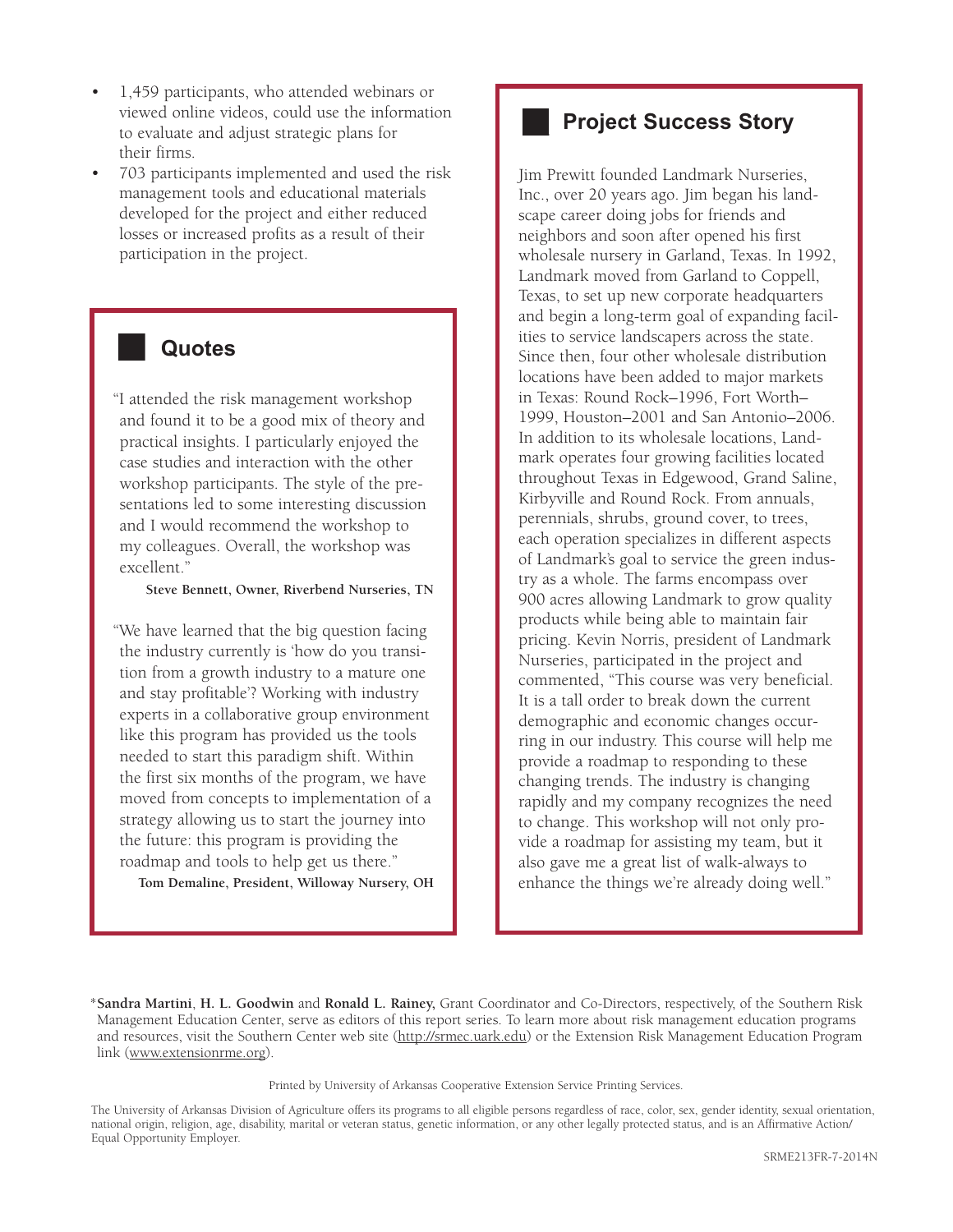- 1,459 participants, who attended webinars or viewed online videos, could use the information to evaluate and adjust strategic plans for their firms.
- 703 participants implemented and used the risk management tools and educational materials developed for the project and either reduced losses or increased profits as a result of their participation in the project.

## Quotes

"I attended the risk management workshop and found it to be a good mix of theory and practical insights. I particularly enjoyed the case studies and interaction with the other workshop participants. The style of the presentations led to some interesting discussion and I would recommend the workshop to my colleagues. Overall, the workshop was excellent."

**Steve Bennett, Owner, Riverbend Nurseries, TN**

"We have learned that the big question facing the industry currently is 'how do you transition from a growth industry to a mature one and stay profitable'? Working with industry experts in a collaborative group environment like this program has provided us the tools needed to start this paradigm shift. Within the first six months of the program, we have moved from concepts to implementation of a strategy allowing us to start the journey into the future: this program is providing the roadmap and tools to help get us there."

**Tom Demaline, President, Willoway Nursery, OH**

## Project Success Story

Jim Prewitt founded Landmark Nurseries, Inc., over 20 years ago. Jim began his landscape career doing jobs for friends and neighbors and soon after opened his first wholesale nursery in Garland, Texas. In 1992, Landmark moved from Garland to Coppell, Texas, to set up new corporate headquarters and begin a long-term goal of expanding facilities to service landscapers across the state. Since then, four other wholesale distribution locations have been added to major markets in Texas: Round Rock–1996, Fort Worth–1999, Houston–2001 and San Antonio–2006. In addition to its wholesale locations, Landmark operates four growing facilities located throughout Texas in Edgewood, Grand Saline, Kirbyville and Round Rock. From annuals, perennials, shrubs, ground cover, to trees, each operation specializes in different aspects of Landmark's goal to service the green industry as a whole. The farms encompass over 900 acres allowing Landmark to grow quality products while being able to maintain fair pricing. Kevin Norris, president of Landmark Nurseries, participated in the project and commented, "This course was very beneficial. It is a tall order to break down the current demographic and economic changes occurring in our industry. This course will help me provide a roadmap to responding to these changing trends. The industry is changing rapidly and my company recognizes the need to change. This workshop will not only provide a roadmap for assisting my team, but it also gave me a great list of walk-always to enhance the things we're already doing well."

*__Sandra Martini__, __H. L. Goodwin__ and __Ronald L. Rainey,__ Grant Coordinator and Co-Directors, respectively, of the Southern Risk Management Education Center, serve as editors of this report series. To learn more about risk management education programs and resources, visit the Southern Center web site (http://srmec.uark.edu) or the Extension Risk Management Education Program link (www.extensionrme.org).

Printed by University of Arkansas Cooperative Extension Service Printing Services.

The University of Arkansas Division of Agriculture offers its programs to all eligible persons regardless of race, color, sex, gender identity, sexual orientation, national origin, religion, age, disability, marital or veteran status, genetic information, or any other legally protected status, and is an Affirmative Action/Equal Opportunity Employer.

SRME213FR-7-2014N